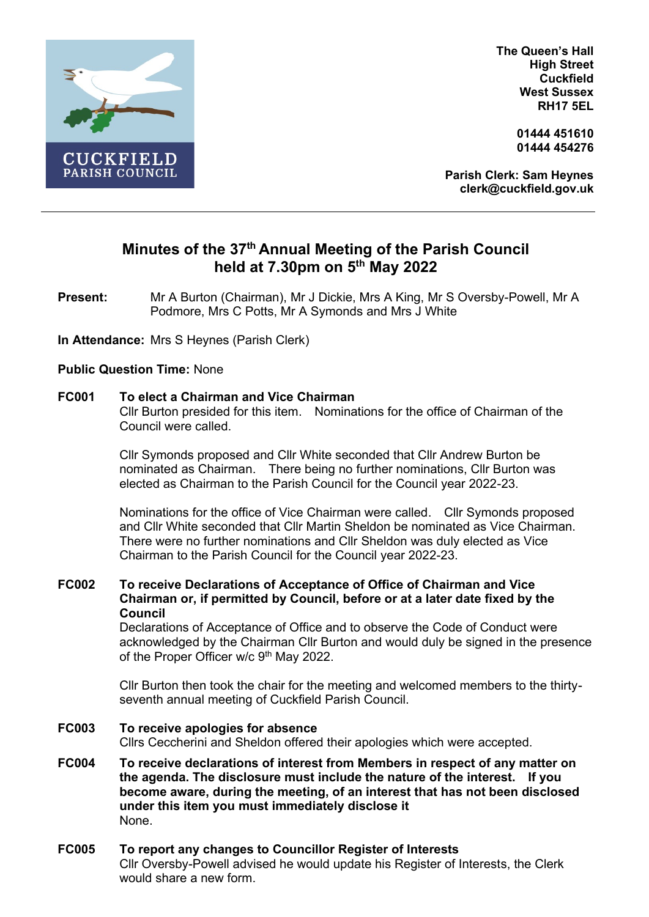CUCKFIELD
PARISH COUNCIL

**The Queen's Hall**
**High Street**
**Cuckfield**
**West Sussex**
**RH17 5EL**

**01444 451610**
**01444 454276**

**Parish Clerk: Sam Heynes**
**clerk@cuckfield.gov.uk**

---

# Minutes of the 37th Annual Meeting of the Parish Council held at 7.30pm on 5th May 2022

**Present:** Mr A Burton (Chairman), Mr J Dickie, Mrs A King, Mr S Oversby-Powell, Mr A Podmore, Mrs C Potts, Mr A Symonds and Mrs J White

**In Attendance:** Mrs S Heynes (Parish Clerk)

**Public Question Time:** None

**FC001 To elect a Chairman and Vice Chairman**

Cllr Burton presided for this item. Nominations for the office of Chairman of the Council were called.

Cllr Symonds proposed and Cllr White seconded that Cllr Andrew Burton be nominated as Chairman. There being no further nominations, Cllr Burton was elected as Chairman to the Parish Council for the Council year 2022-23.

Nominations for the office of Vice Chairman were called. Cllr Symonds proposed and Cllr White seconded that Cllr Martin Sheldon be nominated as Vice Chairman. There were no further nominations and Cllr Sheldon was duly elected as Vice Chairman to the Parish Council for the Council year 2022-23.

**FC002 To receive Declarations of Acceptance of Office of Chairman and Vice Chairman or, if permitted by Council, before or at a later date fixed by the Council**

Declarations of Acceptance of Office and to observe the Code of Conduct were acknowledged by the Chairman Cllr Burton and would duly be signed in the presence of the Proper Officer w/c 9th May 2022.

Cllr Burton then took the chair for the meeting and welcomed members to the thirty-seventh annual meeting of Cuckfield Parish Council.

**FC003 To receive apologies for absence**

Cllrs Ceccherini and Sheldon offered their apologies which were accepted.

**FC004 To receive declarations of interest from Members in respect of any matter on the agenda. The disclosure must include the nature of the interest. If you become aware, during the meeting, of an interest that has not been disclosed under this item you must immediately disclose it**

None.

**FC005 To report any changes to Councillor Register of Interests**

Cllr Oversby-Powell advised he would update his Register of Interests, the Clerk would share a new form.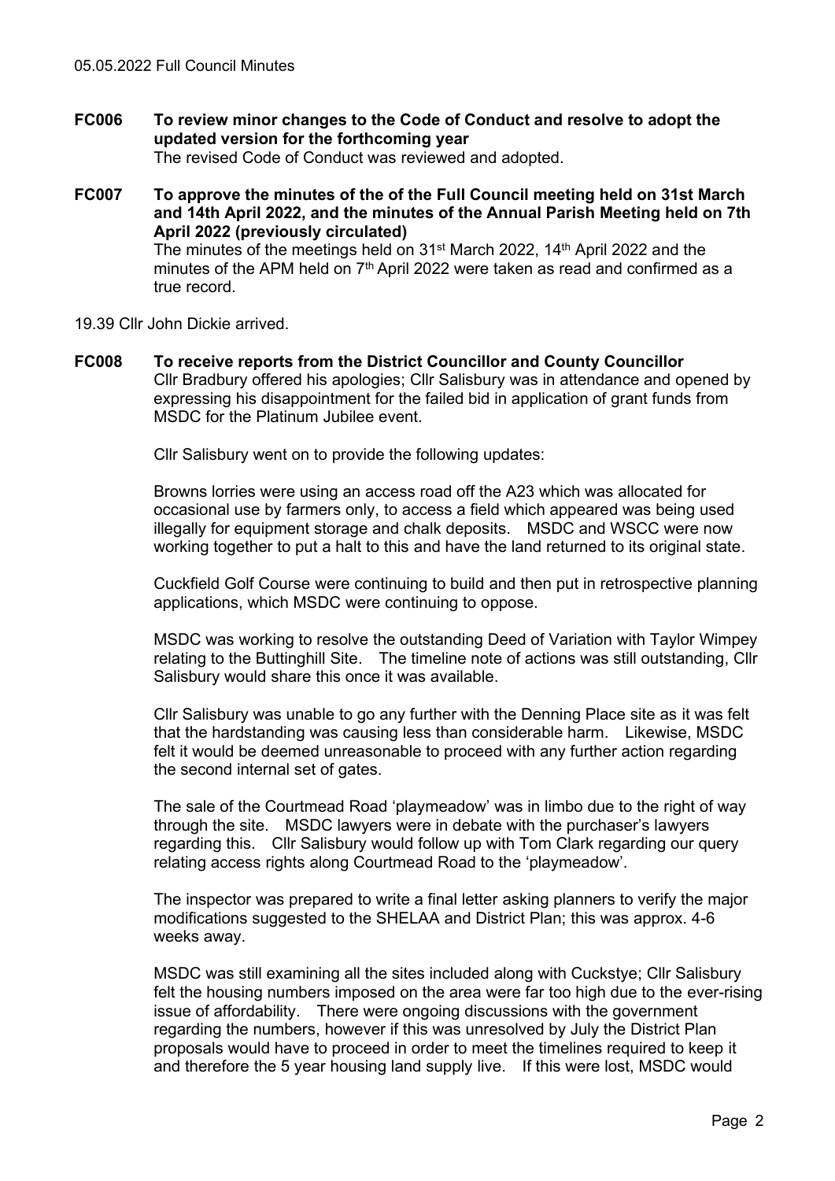**FC006 To review minor changes to the Code of Conduct and resolve to adopt the updated version for the forthcoming year**

The revised Code of Conduct was reviewed and adopted.

**FC007 To approve the minutes of the of the Full Council meeting held on 31st March and 14th April 2022, and the minutes of the Annual Parish Meeting held on 7th April 2022 (previously circulated)**

The minutes of the meetings held on 31st March 2022, 14th April 2022 and the minutes of the APM held on 7th April 2022 were taken as read and confirmed as a true record.

19.39 Cllr John Dickie arrived.

**FC008 To receive reports from the District Councillor and County Councillor**

Cllr Bradbury offered his apologies; Cllr Salisbury was in attendance and opened by expressing his disappointment for the failed bid in application of grant funds from MSDC for the Platinum Jubilee event.

Cllr Salisbury went on to provide the following updates:

Browns lorries were using an access road off the A23 which was allocated for occasional use by farmers only, to access a field which appeared was being used illegally for equipment storage and chalk deposits. MSDC and WSCC were now working together to put a halt to this and have the land returned to its original state.

Cuckfield Golf Course were continuing to build and then put in retrospective planning applications, which MSDC were continuing to oppose.

MSDC was working to resolve the outstanding Deed of Variation with Taylor Wimpey relating to the Buttinghill Site. The timeline note of actions was still outstanding, Cllr Salisbury would share this once it was available.

Cllr Salisbury was unable to go any further with the Denning Place site as it was felt that the hardstanding was causing less than considerable harm. Likewise, MSDC felt it would be deemed unreasonable to proceed with any further action regarding the second internal set of gates.

The sale of the Courtmead Road 'playmeadow' was in limbo due to the right of way through the site. MSDC lawyers were in debate with the purchaser's lawyers regarding this. Cllr Salisbury would follow up with Tom Clark regarding our query relating access rights along Courtmead Road to the 'playmeadow'.

The inspector was prepared to write a final letter asking planners to verify the major modifications suggested to the SHELAA and District Plan; this was approx. 4-6 weeks away.

MSDC was still examining all the sites included along with Cuckstye; Cllr Salisbury felt the housing numbers imposed on the area were far too high due to the ever-rising issue of affordability. There were ongoing discussions with the government regarding the numbers, however if this was unresolved by July the District Plan proposals would have to proceed in order to meet the timelines required to keep it and therefore the 5 year housing land supply live. If this were lost, MSDC would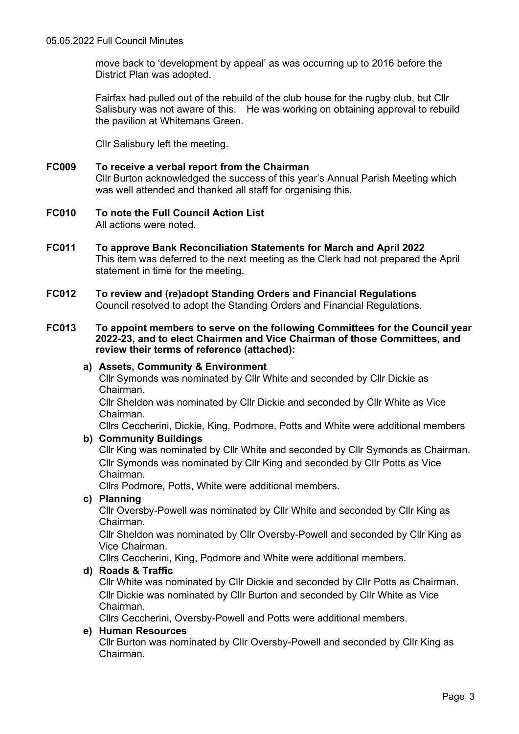move back to 'development by appeal' as was occurring up to 2016 before the District Plan was adopted.

Fairfax had pulled out of the rebuild of the club house for the rugby club, but Cllr Salisbury was not aware of this. He was working on obtaining approval to rebuild the pavilion at Whitemans Green.

Cllr Salisbury left the meeting.

**FC009 To receive a verbal report from the Chairman**

Cllr Burton acknowledged the success of this year's Annual Parish Meeting which was well attended and thanked all staff for organising this.

**FC010 To note the Full Council Action List**

All actions were noted.

**FC011 To approve Bank Reconciliation Statements for March and April 2022**

This item was deferred to the next meeting as the Clerk had not prepared the April statement in time for the meeting.

**FC012 To review and (re)adopt Standing Orders and Financial Regulations**

Council resolved to adopt the Standing Orders and Financial Regulations.

**FC013 To appoint members to serve on the following Committees for the Council year 2022-23, and to elect Chairmen and Vice Chairman of those Committees, and review their terms of reference (attached):**

**a) Assets, Community & Environment**

Cllr Symonds was nominated by Cllr White and seconded by Cllr Dickie as Chairman.

Cllr Sheldon was nominated by Cllr Dickie and seconded by Cllr White as Vice Chairman.

Cllrs Ceccherini, Dickie, King, Podmore, Potts and White were additional members

**b) Community Buildings**

Cllr King was nominated by Cllr White and seconded by Cllr Symonds as Chairman.

Cllr Symonds was nominated by Cllr King and seconded by Cllr Potts as Vice Chairman.

Cllrs Podmore, Potts, White were additional members.

**c) Planning**

Cllr Oversby-Powell was nominated by Cllr White and seconded by Cllr King as Chairman.

Cllr Sheldon was nominated by Cllr Oversby-Powell and seconded by Cllr King as Vice Chairman.

Cllrs Ceccherini, King, Podmore and White were additional members.

**d) Roads & Traffic**

Cllr White was nominated by Cllr Dickie and seconded by Cllr Potts as Chairman.

Cllr Dickie was nominated by Cllr Burton and seconded by Cllr White as Vice Chairman.

Cllrs Ceccherini, Oversby-Powell and Potts were additional members.

**e) Human Resources**

Cllr Burton was nominated by Cllr Oversby-Powell and seconded by Cllr King as Chairman.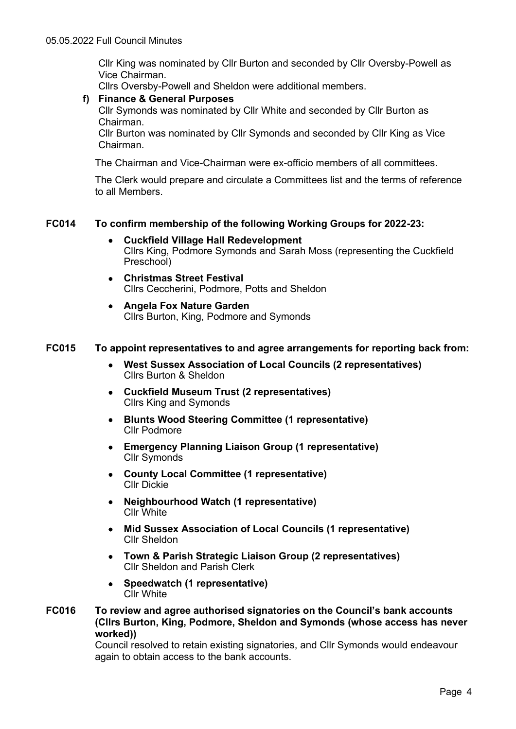Cllr King was nominated by Cllr Burton and seconded by Cllr Oversby-Powell as Vice Chairman.
Cllrs Oversby-Powell and Sheldon were additional members.

**f) Finance & General Purposes**
Cllr Symonds was nominated by Cllr White and seconded by Cllr Burton as Chairman.
Cllr Burton was nominated by Cllr Symonds and seconded by Cllr King as Vice Chairman.

The Chairman and Vice-Chairman were ex-officio members of all committees.

The Clerk would prepare and circulate a Committees list and the terms of reference to all Members.

**FC014 To confirm membership of the following Working Groups for 2022-23:**

- **Cuckfield Village Hall Redevelopment**
  Cllrs King, Podmore Symonds and Sarah Moss (representing the Cuckfield Preschool)
- **Christmas Street Festival**
  Cllrs Ceccherini, Podmore, Potts and Sheldon
- **Angela Fox Nature Garden**
  Cllrs Burton, King, Podmore and Symonds

**FC015 To appoint representatives to and agree arrangements for reporting back from:**

- **West Sussex Association of Local Councils (2 representatives)**
  Cllrs Burton & Sheldon
- **Cuckfield Museum Trust (2 representatives)**
  Cllrs King and Symonds
- **Blunts Wood Steering Committee (1 representative)**
  Cllr Podmore
- **Emergency Planning Liaison Group (1 representative)**
  Cllr Symonds
- **County Local Committee (1 representative)**
  Cllr Dickie
- **Neighbourhood Watch (1 representative)**
  Cllr White
- **Mid Sussex Association of Local Councils (1 representative)**
  Cllr Sheldon
- **Town & Parish Strategic Liaison Group (2 representatives)**
  Cllr Sheldon and Parish Clerk
- **Speedwatch (1 representative)**
  Cllr White

**FC016 To review and agree authorised signatories on the Council's bank accounts (Cllrs Burton, King, Podmore, Sheldon and Symonds (whose access has never worked))**
Council resolved to retain existing signatories, and Cllr Symonds would endeavour again to obtain access to the bank accounts.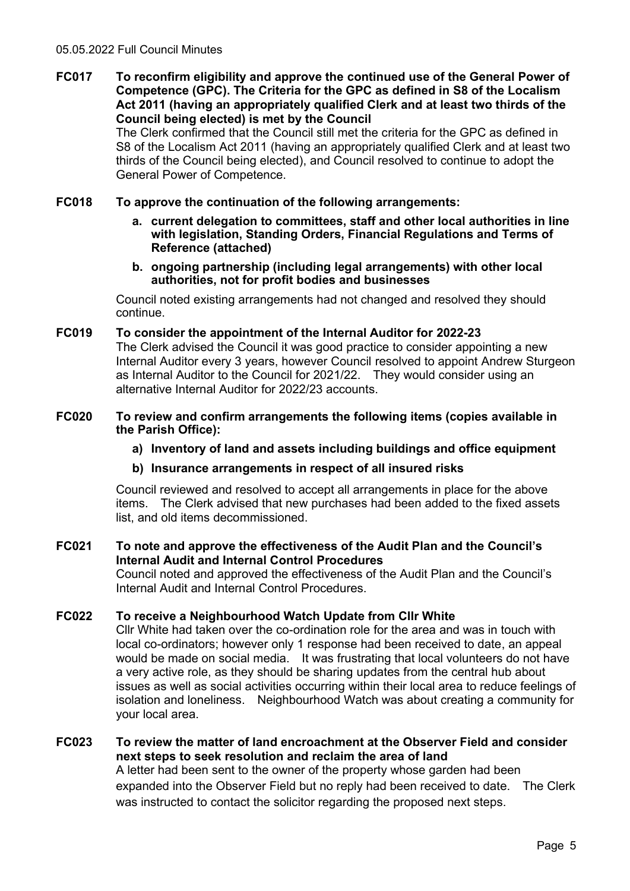**FC017 To reconfirm eligibility and approve the continued use of the General Power of Competence (GPC). The Criteria for the GPC as defined in S8 of the Localism Act 2011 (having an appropriately qualified Clerk and at least two thirds of the Council being elected) is met by the Council**

The Clerk confirmed that the Council still met the criteria for the GPC as defined in S8 of the Localism Act 2011 (having an appropriately qualified Clerk and at least two thirds of the Council being elected), and Council resolved to continue to adopt the General Power of Competence.

**FC018 To approve the continuation of the following arrangements:**

- **a. current delegation to committees, staff and other local authorities in line with legislation, Standing Orders, Financial Regulations and Terms of Reference (attached)**
- **b. ongoing partnership (including legal arrangements) with other local authorities, not for profit bodies and businesses**

Council noted existing arrangements had not changed and resolved they should continue.

**FC019 To consider the appointment of the Internal Auditor for 2022-23**

The Clerk advised the Council it was good practice to consider appointing a new Internal Auditor every 3 years, however Council resolved to appoint Andrew Sturgeon as Internal Auditor to the Council for 2021/22. They would consider using an alternative Internal Auditor for 2022/23 accounts.

**FC020 To review and confirm arrangements the following items (copies available in the Parish Office):**

- **a) Inventory of land and assets including buildings and office equipment**
- **b) Insurance arrangements in respect of all insured risks**

Council reviewed and resolved to accept all arrangements in place for the above items. The Clerk advised that new purchases had been added to the fixed assets list, and old items decommissioned.

**FC021 To note and approve the effectiveness of the Audit Plan and the Council's Internal Audit and Internal Control Procedures**

Council noted and approved the effectiveness of the Audit Plan and the Council's Internal Audit and Internal Control Procedures.

**FC022 To receive a Neighbourhood Watch Update from Cllr White**

Cllr White had taken over the co-ordination role for the area and was in touch with local co-ordinators; however only 1 response had been received to date, an appeal would be made on social media. It was frustrating that local volunteers do not have a very active role, as they should be sharing updates from the central hub about issues as well as social activities occurring within their local area to reduce feelings of isolation and loneliness. Neighbourhood Watch was about creating a community for your local area.

**FC023 To review the matter of land encroachment at the Observer Field and consider next steps to seek resolution and reclaim the area of land**

A letter had been sent to the owner of the property whose garden had been expanded into the Observer Field but no reply had been received to date. The Clerk was instructed to contact the solicitor regarding the proposed next steps.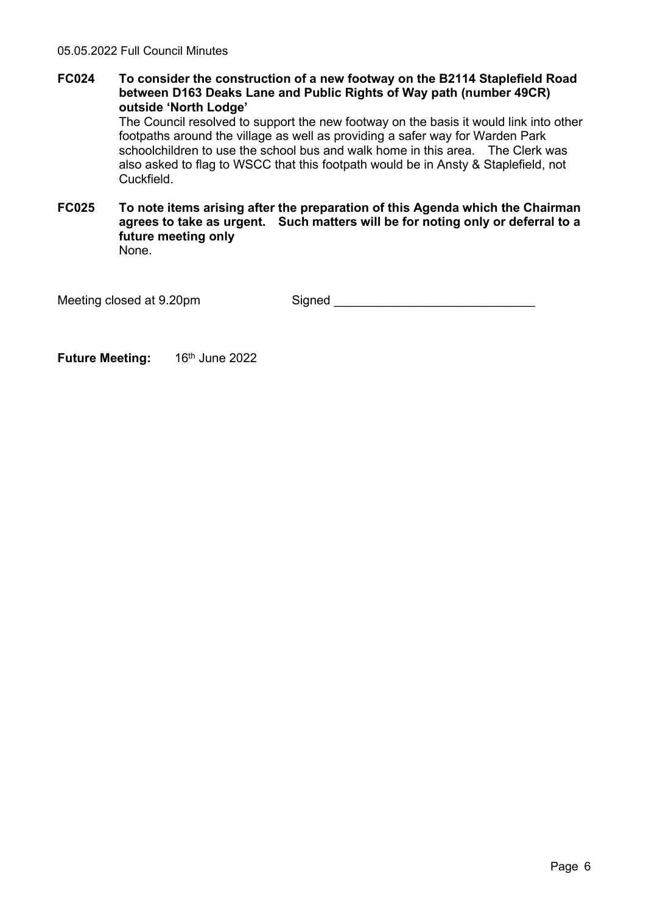**FC024 To consider the construction of a new footway on the B2114 Staplefield Road between D163 Deaks Lane and Public Rights of Way path (number 49CR) outside 'North Lodge'**

The Council resolved to support the new footway on the basis it would link into other footpaths around the village as well as providing a safer way for Warden Park schoolchildren to use the school bus and walk home in this area. The Clerk was also asked to flag to WSCC that this footpath would be in Ansty & Staplefield, not Cuckfield.

**FC025 To note items arising after the preparation of this Agenda which the Chairman agrees to take as urgent. Such matters will be for noting only or deferral to a future meeting only**

None.

Meeting closed at 9.20pm Signed _____________________________

**Future Meeting:** 16th June 2022